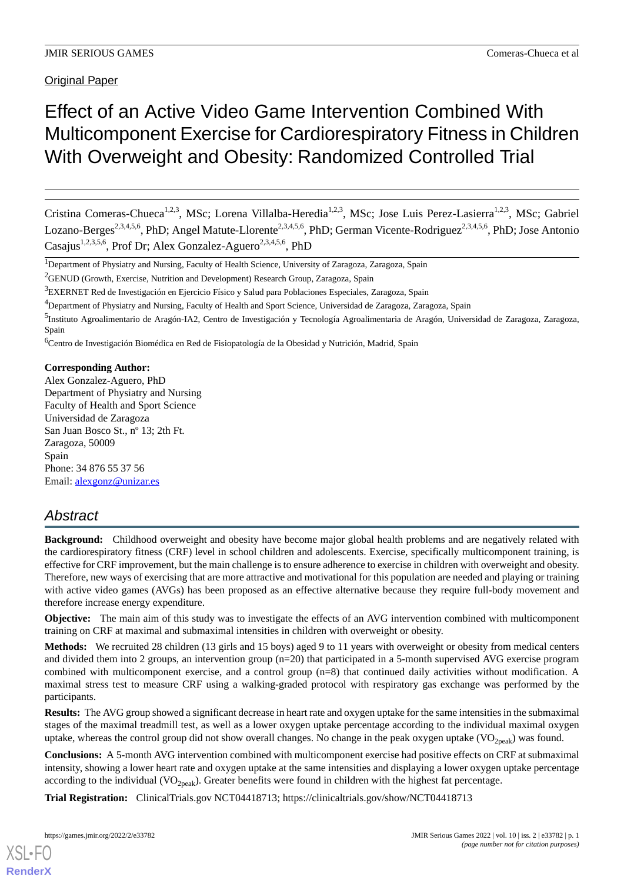Original Paper

# Effect of an Active Video Game Intervention Combined With Multicomponent Exercise for Cardiorespiratory Fitness in Children With Overweight and Obesity: Randomized Controlled Trial

Cristina Comeras-Chueca[1,2,3], MSc; Lorena Villalba-Heredia[1,2,3], MSc; Jose Luis Perez-Lasierra[1,2,3], MSc; Gabriel Lozano-Berges[2,3,4,5,6], PhD; Angel Matute-Llorente[2,3,4,5,6], PhD; German Vicente-Rodriguez[2,3,4,5,6], PhD; Jose Antonio Casajus[1,2,3,5,6], Prof Dr; Alex Gonzalez-Aguero[2,3,4,5,6], PhD

[1]Department of Physiatry and Nursing, Faculty of Health Science, University of Zaragoza, Zaragoza, Spain

[2]GENUD (Growth, Exercise, Nutrition and Development) Research Group, Zaragoza, Spain

[3]EXERNET Red de Investigación en Ejercicio Físico y Salud para Poblaciones Especiales, Zaragoza, Spain

[4]Department of Physiatry and Nursing, Faculty of Health and Sport Science, Universidad de Zaragoza, Zaragoza, Spain

[5]Instituto Agroalimentario de Aragón-IA2, Centro de Investigación y Tecnología Agroalimentaria de Aragón, Universidad de Zaragoza, Zaragoza, Spain

[6]Centro de Investigación Biomédica en Red de Fisiopatología de la Obesidad y Nutrición, Madrid, Spain

**Corresponding Author:**
Alex Gonzalez-Aguero, PhD
Department of Physiatry and Nursing
Faculty of Health and Sport Science
Universidad de Zaragoza
San Juan Bosco St., nº 13; 2th Ft.
Zaragoza, 50009
Spain
Phone: 34 876 55 37 56
Email: alexgonz@unizar.es

## Abstract

**Background:** Childhood overweight and obesity have become major global health problems and are negatively related with the cardiorespiratory fitness (CRF) level in school children and adolescents. Exercise, specifically multicomponent training, is effective for CRF improvement, but the main challenge is to ensure adherence to exercise in children with overweight and obesity. Therefore, new ways of exercising that are more attractive and motivational for this population are needed and playing or training with active video games (AVGs) has been proposed as an effective alternative because they require full-body movement and therefore increase energy expenditure.

**Objective:** The main aim of this study was to investigate the effects of an AVG intervention combined with multicomponent training on CRF at maximal and submaximal intensities in children with overweight or obesity.

**Methods:** We recruited 28 children (13 girls and 15 boys) aged 9 to 11 years with overweight or obesity from medical centers and divided them into 2 groups, an intervention group (n=20) that participated in a 5-month supervised AVG exercise program combined with multicomponent exercise, and a control group (n=8) that continued daily activities without modification. A maximal stress test to measure CRF using a walking-graded protocol with respiratory gas exchange was performed by the participants.

**Results:** The AVG group showed a significant decrease in heart rate and oxygen uptake for the same intensities in the submaximal stages of the maximal treadmill test, as well as a lower oxygen uptake percentage according to the individual maximal oxygen uptake, whereas the control group did not show overall changes. No change in the peak oxygen uptake ($VO_{2peak}$) was found.

**Conclusions:** A 5-month AVG intervention combined with multicomponent exercise had positive effects on CRF at submaximal intensity, showing a lower heart rate and oxygen uptake at the same intensities and displaying a lower oxygen uptake percentage according to the individual ($VO_{2peak}$). Greater benefits were found in children with the highest fat percentage.

**Trial Registration:** ClinicalTrials.gov NCT04418713; https://clinicaltrials.gov/show/NCT04418713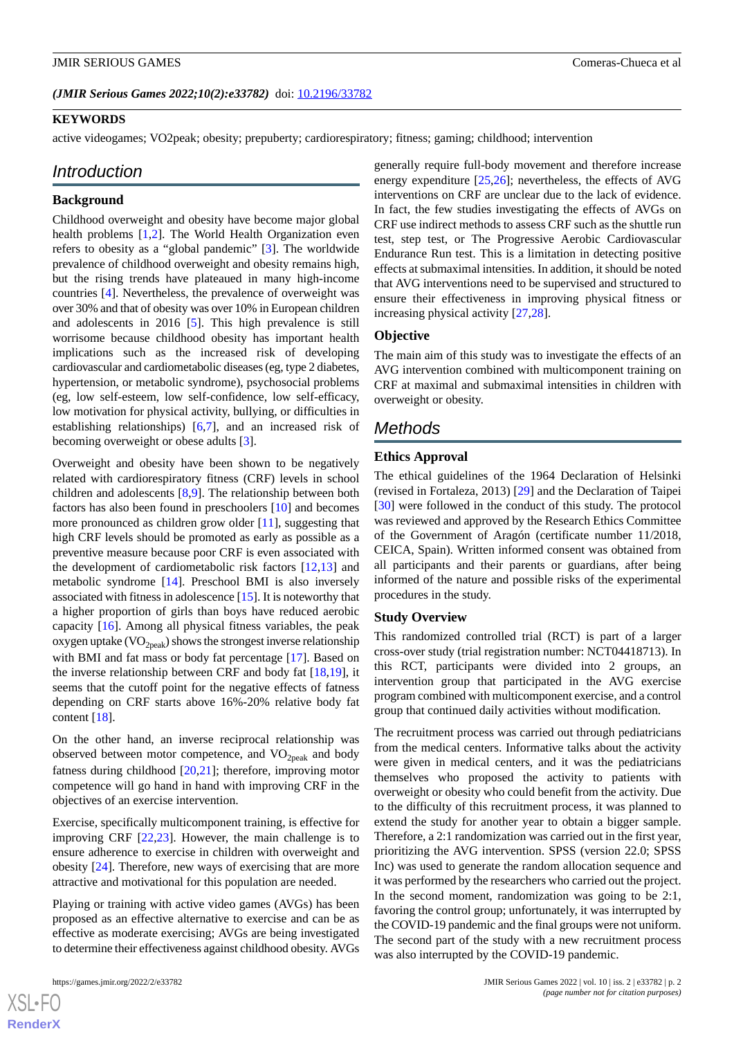*(JMIR Serious Games 2022;10(2):e33782)* doi: 10.2196/33782

**KEYWORDS**

active videogames; VO2peak; obesity; prepuberty; cardiorespiratory; fitness; gaming; childhood; intervention

## Introduction

### Background

Childhood overweight and obesity have become major global health problems [1,2]. The World Health Organization even refers to obesity as a "global pandemic" [3]. The worldwide prevalence of childhood overweight and obesity remains high, but the rising trends have plateaued in many high-income countries [4]. Nevertheless, the prevalence of overweight was over 30% and that of obesity was over 10% in European children and adolescents in 2016 [5]. This high prevalence is still worrisome because childhood obesity has important health implications such as the increased risk of developing cardiovascular and cardiometabolic diseases (eg, type 2 diabetes, hypertension, or metabolic syndrome), psychosocial problems (eg, low self-esteem, low self-confidence, low self-efficacy, low motivation for physical activity, bullying, or difficulties in establishing relationships) [6,7], and an increased risk of becoming overweight or obese adults [3].

Overweight and obesity have been shown to be negatively related with cardiorespiratory fitness (CRF) levels in school children and adolescents [8,9]. The relationship between both factors has also been found in preschoolers [10] and becomes more pronounced as children grow older [11], suggesting that high CRF levels should be promoted as early as possible as a preventive measure because poor CRF is even associated with the development of cardiometabolic risk factors [12,13] and metabolic syndrome [14]. Preschool BMI is also inversely associated with fitness in adolescence [15]. It is noteworthy that a higher proportion of girls than boys have reduced aerobic capacity [16]. Among all physical fitness variables, the peak oxygen uptake ($VO_{2peak}$) shows the strongest inverse relationship with BMI and fat mass or body fat percentage [17]. Based on the inverse relationship between CRF and body fat [18,19], it seems that the cutoff point for the negative effects of fatness depending on CRF starts above 16%-20% relative body fat content [18].

On the other hand, an inverse reciprocal relationship was observed between motor competence, and $VO_{2peak}$ and body fatness during childhood [20,21]; therefore, improving motor competence will go hand in hand with improving CRF in the objectives of an exercise intervention.

Exercise, specifically multicomponent training, is effective for improving CRF [22,23]. However, the main challenge is to ensure adherence to exercise in children with overweight and obesity [24]. Therefore, new ways of exercising that are more attractive and motivational for this population are needed.

Playing or training with active video games (AVGs) has been proposed as an effective alternative to exercise and can be as effective as moderate exercising; AVGs are being investigated to determine their effectiveness against childhood obesity. AVGs generally require full-body movement and therefore increase energy expenditure [25,26]; nevertheless, the effects of AVG interventions on CRF are unclear due to the lack of evidence. In fact, the few studies investigating the effects of AVGs on CRF use indirect methods to assess CRF such as the shuttle run test, step test, or The Progressive Aerobic Cardiovascular Endurance Run test. This is a limitation in detecting positive effects at submaximal intensities. In addition, it should be noted that AVG interventions need to be supervised and structured to ensure their effectiveness in improving physical fitness or increasing physical activity [27,28].

### Objective

The main aim of this study was to investigate the effects of an AVG intervention combined with multicomponent training on CRF at maximal and submaximal intensities in children with overweight or obesity.

## Methods

### Ethics Approval

The ethical guidelines of the 1964 Declaration of Helsinki (revised in Fortaleza, 2013) [29] and the Declaration of Taipei [30] were followed in the conduct of this study. The protocol was reviewed and approved by the Research Ethics Committee of the Government of Aragón (certificate number 11/2018, CEICA, Spain). Written informed consent was obtained from all participants and their parents or guardians, after being informed of the nature and possible risks of the experimental procedures in the study.

### Study Overview

This randomized controlled trial (RCT) is part of a larger cross-over study (trial registration number: NCT04418713). In this RCT, participants were divided into 2 groups, an intervention group that participated in the AVG exercise program combined with multicomponent exercise, and a control group that continued daily activities without modification.

The recruitment process was carried out through pediatricians from the medical centers. Informative talks about the activity were given in medical centers, and it was the pediatricians themselves who proposed the activity to patients with overweight or obesity who could benefit from the activity. Due to the difficulty of this recruitment process, it was planned to extend the study for another year to obtain a bigger sample. Therefore, a 2:1 randomization was carried out in the first year, prioritizing the AVG intervention. SPSS (version 22.0; SPSS Inc) was used to generate the random allocation sequence and it was performed by the researchers who carried out the project. In the second moment, randomization was going to be 2:1, favoring the control group; unfortunately, it was interrupted by the COVID-19 pandemic and the final groups were not uniform. The second part of the study with a new recruitment process was also interrupted by the COVID-19 pandemic.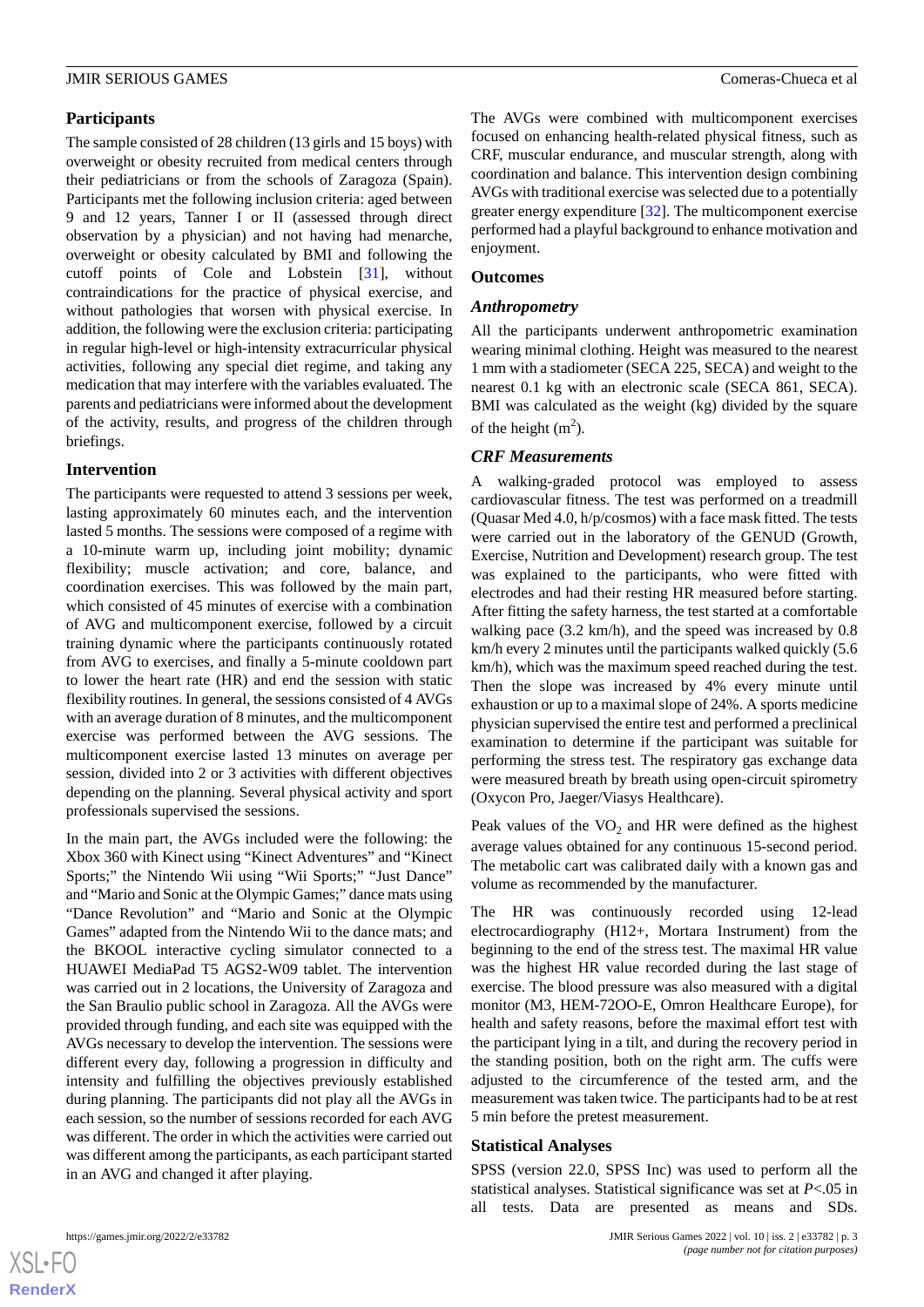### Participants

The sample consisted of 28 children (13 girls and 15 boys) with overweight or obesity recruited from medical centers through their pediatricians or from the schools of Zaragoza (Spain). Participants met the following inclusion criteria: aged between 9 and 12 years, Tanner I or II (assessed through direct observation by a physician) and not having had menarche, overweight or obesity calculated by BMI and following the cutoff points of Cole and Lobstein [31], without contraindications for the practice of physical exercise, and without pathologies that worsen with physical exercise. In addition, the following were the exclusion criteria: participating in regular high-level or high-intensity extracurricular physical activities, following any special diet regime, and taking any medication that may interfere with the variables evaluated. The parents and pediatricians were informed about the development of the activity, results, and progress of the children through briefings.

### Intervention

The participants were requested to attend 3 sessions per week, lasting approximately 60 minutes each, and the intervention lasted 5 months. The sessions were composed of a regime with a 10-minute warm up, including joint mobility; dynamic flexibility; muscle activation; and core, balance, and coordination exercises. This was followed by the main part, which consisted of 45 minutes of exercise with a combination of AVG and multicomponent exercise, followed by a circuit training dynamic where the participants continuously rotated from AVG to exercises, and finally a 5-minute cooldown part to lower the heart rate (HR) and end the session with static flexibility routines. In general, the sessions consisted of 4 AVGs with an average duration of 8 minutes, and the multicomponent exercise was performed between the AVG sessions. The multicomponent exercise lasted 13 minutes on average per session, divided into 2 or 3 activities with different objectives depending on the planning. Several physical activity and sport professionals supervised the sessions.

In the main part, the AVGs included were the following: the Xbox 360 with Kinect using "Kinect Adventures" and "Kinect Sports;" the Nintendo Wii using "Wii Sports;" "Just Dance" and "Mario and Sonic at the Olympic Games;" dance mats using "Dance Revolution" and "Mario and Sonic at the Olympic Games" adapted from the Nintendo Wii to the dance mats; and the BKOOL interactive cycling simulator connected to a HUAWEI MediaPad T5 AGS2-W09 tablet. The intervention was carried out in 2 locations, the University of Zaragoza and the San Braulio public school in Zaragoza. All the AVGs were provided through funding, and each site was equipped with the AVGs necessary to develop the intervention. The sessions were different every day, following a progression in difficulty and intensity and fulfilling the objectives previously established during planning. The participants did not play all the AVGs in each session, so the number of sessions recorded for each AVG was different. The order in which the activities were carried out was different among the participants, as each participant started in an AVG and changed it after playing.

The AVGs were combined with multicomponent exercises focused on enhancing health-related physical fitness, such as CRF, muscular endurance, and muscular strength, along with coordination and balance. This intervention design combining AVGs with traditional exercise was selected due to a potentially greater energy expenditure [32]. The multicomponent exercise performed had a playful background to enhance motivation and enjoyment.

### Outcomes

#### *Anthropometry*

All the participants underwent anthropometric examination wearing minimal clothing. Height was measured to the nearest 1 mm with a stadiometer (SECA 225, SECA) and weight to the nearest 0.1 kg with an electronic scale (SECA 861, SECA). BMI was calculated as the weight (kg) divided by the square of the height ($m^2$).

#### *CRF Measurements*

A walking-graded protocol was employed to assess cardiovascular fitness. The test was performed on a treadmill (Quasar Med 4.0, h/p/cosmos) with a face mask fitted. The tests were carried out in the laboratory of the GENUD (Growth, Exercise, Nutrition and Development) research group. The test was explained to the participants, who were fitted with electrodes and had their resting HR measured before starting. After fitting the safety harness, the test started at a comfortable walking pace (3.2 km/h), and the speed was increased by 0.8 km/h every 2 minutes until the participants walked quickly (5.6 km/h), which was the maximum speed reached during the test. Then the slope was increased by 4% every minute until exhaustion or up to a maximal slope of 24%. A sports medicine physician supervised the entire test and performed a preclinical examination to determine if the participant was suitable for performing the stress test. The respiratory gas exchange data were measured breath by breath using open-circuit spirometry (Oxycon Pro, Jaeger/Viasys Healthcare).

Peak values of the $VO_2$ and HR were defined as the highest average values obtained for any continuous 15-second period. The metabolic cart was calibrated daily with a known gas and volume as recommended by the manufacturer.

The HR was continuously recorded using 12-lead electrocardiography (H12+, Mortara Instrument) from the beginning to the end of the stress test. The maximal HR value was the highest HR value recorded during the last stage of exercise. The blood pressure was also measured with a digital monitor (M3, HEM-72OO-E, Omron Healthcare Europe), for health and safety reasons, before the maximal effort test with the participant lying in a tilt, and during the recovery period in the standing position, both on the right arm. The cuffs were adjusted to the circumference of the tested arm, and the measurement was taken twice. The participants had to be at rest 5 min before the pretest measurement.

### Statistical Analyses

SPSS (version 22.0, SPSS Inc) was used to perform all the statistical analyses. Statistical significance was set at $P<.05$ in all tests. Data are presented as means and SDs.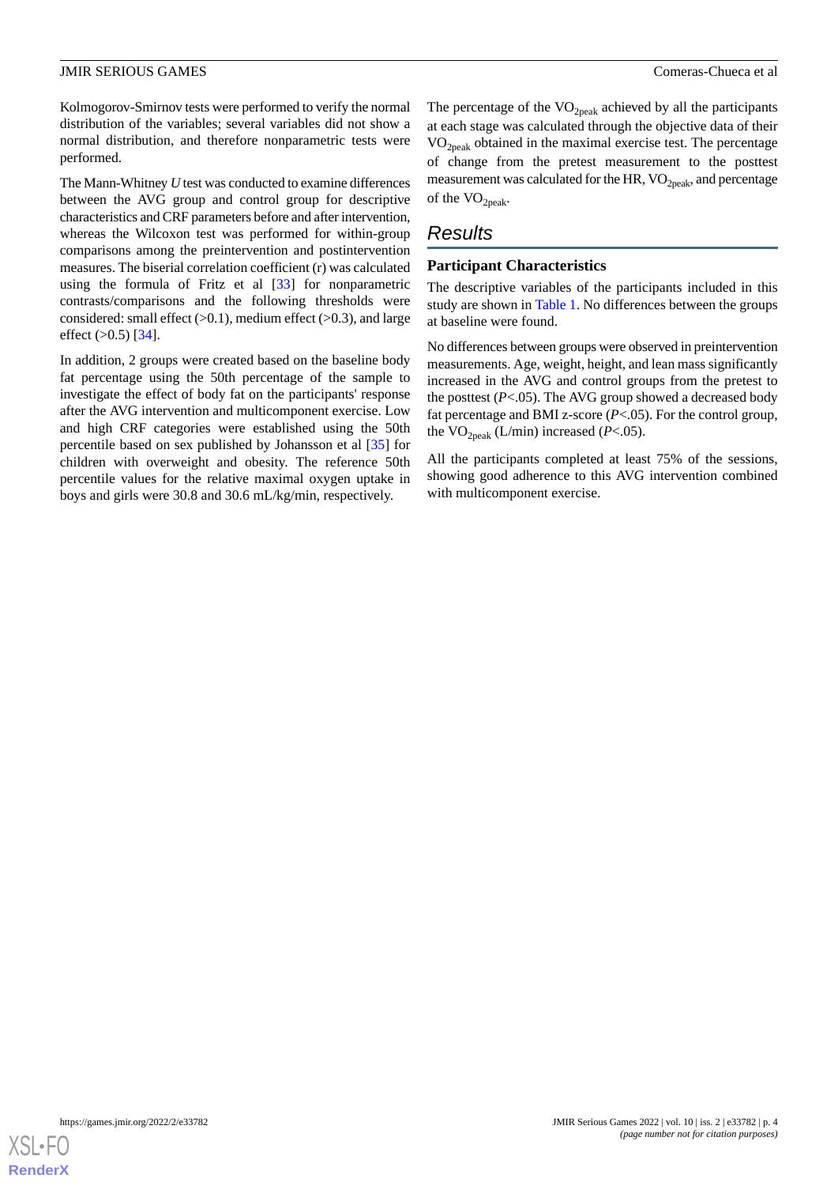Kolmogorov-Smirnov tests were performed to verify the normal distribution of the variables; several variables did not show a normal distribution, and therefore nonparametric tests were performed.

The Mann-Whitney *U* test was conducted to examine differences between the AVG group and control group for descriptive characteristics and CRF parameters before and after intervention, whereas the Wilcoxon test was performed for within-group comparisons among the preintervention and postintervention measures. The biserial correlation coefficient (r) was calculated using the formula of Fritz et al [33] for nonparametric contrasts/comparisons and the following thresholds were considered: small effect (>0.1), medium effect (>0.3), and large effect (>0.5) [34].

In addition, 2 groups were created based on the baseline body fat percentage using the 50th percentage of the sample to investigate the effect of body fat on the participants' response after the AVG intervention and multicomponent exercise. Low and high CRF categories were established using the 50th percentile based on sex published by Johansson et al [35] for children with overweight and obesity. The reference 50th percentile values for the relative maximal oxygen uptake in boys and girls were 30.8 and 30.6 mL/kg/min, respectively.

The percentage of the $VO_{2peak}$ achieved by all the participants at each stage was calculated through the objective data of their $VO_{2peak}$ obtained in the maximal exercise test. The percentage of change from the pretest measurement to the posttest measurement was calculated for the HR, $VO_{2peak}$, and percentage of the $VO_{2peak}$.

## Results

### Participant Characteristics

The descriptive variables of the participants included in this study are shown in Table 1. No differences between the groups at baseline were found.

No differences between groups were observed in preintervention measurements. Age, weight, height, and lean mass significantly increased in the AVG and control groups from the pretest to the posttest ($P$<.05). The AVG group showed a decreased body fat percentage and BMI z-score ($P$<.05). For the control group, the $VO_{2peak}$ (L/min) increased ($P$<.05).

All the participants completed at least 75% of the sessions, showing good adherence to this AVG intervention combined with multicomponent exercise.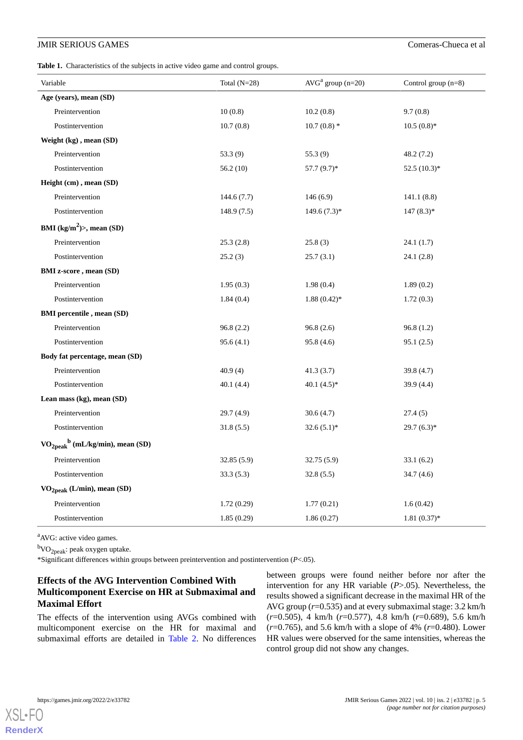**Table 1.** Characteristics of the subjects in active video game and control groups.

| Variable | Total (N=28) | AVG[a] group (n=20) | Control group (n=8) |
|---|---|---|---|
| **Age (years), mean (SD)** | | | |
| Preintervention | 10 (0.8) | 10.2 (0.8) | 9.7 (0.8) |
| Postintervention | 10.7 (0.8) | 10.7 (0.8) * | 10.5 (0.8)* |
| **Weight (kg) , mean (SD)** | | | |
| Preintervention | 53.3 (9) | 55.3 (9) | 48.2 (7.2) |
| Postintervention | 56.2 (10) | 57.7 (9.7)* | 52.5 (10.3)* |
| **Height (cm) , mean (SD)** | | | |
| Preintervention | 144.6 (7.7) | 146 (6.9) | 141.1 (8.8) |
| Postintervention | 148.9 (7.5) | 149.6 (7.3)* | 147 (8.3)* |
| **BMI ($kg/m^2$)>, mean (SD)** | | | |
| Preintervention | 25.3 (2.8) | 25.8 (3) | 24.1 (1.7) |
| Postintervention | 25.2 (3) | 25.7 (3.1) | 24.1 (2.8) |
| **BMI z-score , mean (SD)** | | | |
| Preintervention | 1.95 (0.3) | 1.98 (0.4) | 1.89 (0.2) |
| Postintervention | 1.84 (0.4) | 1.88 (0.42)* | 1.72 (0.3) |
| **BMI percentile , mean (SD)** | | | |
| Preintervention | 96.8 (2.2) | 96.8 (2.6) | 96.8 (1.2) |
| Postintervention | 95.6 (4.1) | 95.8 (4.6) | 95.1 (2.5) |
| **Body fat percentage, mean (SD)** | | | |
| Preintervention | 40.9 (4) | 41.3 (3.7) | 39.8 (4.7) |
| Postintervention | 40.1 (4.4) | 40.1 (4.5)* | 39.9 (4.4) |
| **Lean mass (kg), mean (SD)** | | | |
| Preintervention | 29.7 (4.9) | 30.6 (4.7) | 27.4 (5) |
| Postintervention | 31.8 (5.5) | 32.6 (5.1)* | 29.7 (6.3)* |
| **$VO_{2peak}$[b] (mL/kg/min), mean (SD)** | | | |
| Preintervention | 32.85 (5.9) | 32.75 (5.9) | 33.1 (6.2) |
| Postintervention | 33.3 (5.3) | 32.8 (5.5) | 34.7 (4.6) |
| **$VO_{2peak}$ (L/min), mean (SD)** | | | |
| Preintervention | 1.72 (0.29) | 1.77 (0.21) | 1.6 (0.42) |
| Postintervention | 1.85 (0.29) | 1.86 (0.27) | 1.81 (0.37)* |

[a]AVG: active video games.

[b]$VO_{2peak}$: peak oxygen uptake.

*Significant differences within groups between preintervention and postintervention (*P*<.05).

### Effects of the AVG Intervention Combined With Multicomponent Exercise on HR at Submaximal and Maximal Effort

The effects of the intervention using AVGs combined with multicomponent exercise on the HR for maximal and submaximal efforts are detailed in Table 2. No differences between groups were found neither before nor after the intervention for any HR variable (*P*>.05). Nevertheless, the results showed a significant decrease in the maximal HR of the AVG group (*r*=0.535) and at every submaximal stage: 3.2 km/h (*r*=0.505), 4 km/h (*r*=0.577), 4.8 km/h (*r*=0.689), 5.6 km/h (*r*=0.765), and 5.6 km/h with a slope of 4% (*r*=0.480). Lower HR values were observed for the same intensities, whereas the control group did not show any changes.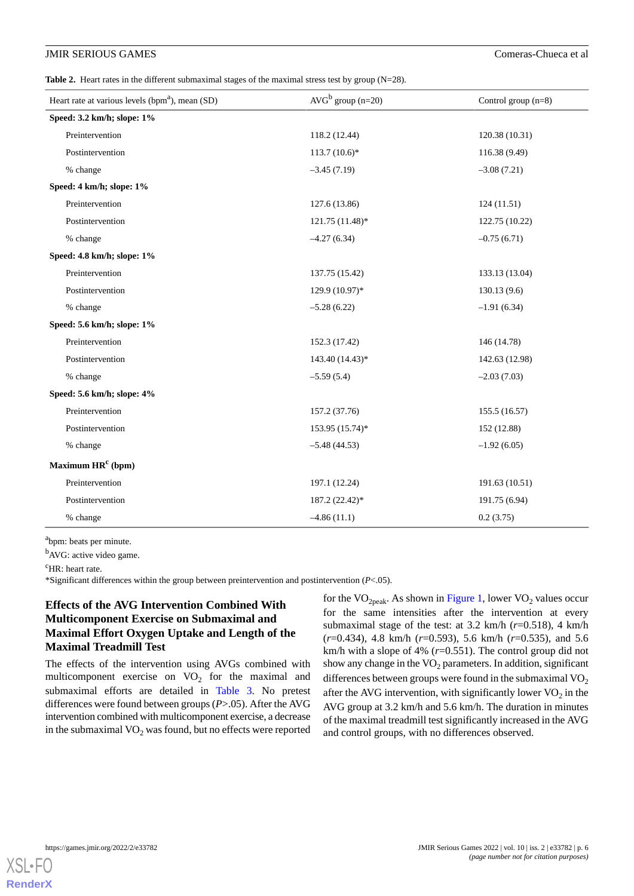**Table 2.** Heart rates in the different submaximal stages of the maximal stress test by group (N=28).

| Heart rate at various levels (bpm[a]), mean (SD) | AVG[b] group (n=20) | Control group (n=8) |
|---|---|---|
| **Speed: 3.2 km/h; slope: 1%** | | |
| Preintervention | 118.2 (12.44) | 120.38 (10.31) |
| Postintervention | 113.7 (10.6)* | 116.38 (9.49) |
| % change | –3.45 (7.19) | –3.08 (7.21) |
| **Speed: 4 km/h; slope: 1%** | | |
| Preintervention | 127.6 (13.86) | 124 (11.51) |
| Postintervention | 121.75 (11.48)* | 122.75 (10.22) |
| % change | –4.27 (6.34) | –0.75 (6.71) |
| **Speed: 4.8 km/h; slope: 1%** | | |
| Preintervention | 137.75 (15.42) | 133.13 (13.04) |
| Postintervention | 129.9 (10.97)* | 130.13 (9.6) |
| % change | –5.28 (6.22) | –1.91 (6.34) |
| **Speed: 5.6 km/h; slope: 1%** | | |
| Preintervention | 152.3 (17.42) | 146 (14.78) |
| Postintervention | 143.40 (14.43)* | 142.63 (12.98) |
| % change | –5.59 (5.4) | –2.03 (7.03) |
| **Speed: 5.6 km/h; slope: 4%** | | |
| Preintervention | 157.2 (37.76) | 155.5 (16.57) |
| Postintervention | 153.95 (15.74)* | 152 (12.88) |
| % change | –5.48 (44.53) | –1.92 (6.05) |
| **Maximum HR[c] (bpm)** | | |
| Preintervention | 197.1 (12.24) | 191.63 (10.51) |
| Postintervention | 187.2 (22.42)* | 191.75 (6.94) |
| % change | –4.86 (11.1) | 0.2 (3.75) |

[a]bpm: beats per minute.

[b]AVG: active video game.

[c]HR: heart rate.

*Significant differences within the group between preintervention and postintervention (*P*<.05).

### Effects of the AVG Intervention Combined With Multicomponent Exercise on Submaximal and Maximal Effort Oxygen Uptake and Length of the Maximal Treadmill Test

The effects of the intervention using AVGs combined with multicomponent exercise on $VO_2$ for the maximal and submaximal efforts are detailed in Table 3. No pretest differences were found between groups (*P*>.05). After the AVG intervention combined with multicomponent exercise, a decrease in the submaximal $VO_2$ was found, but no effects were reported for the $VO_{2peak}$. As shown in Figure 1, lower $VO_2$ values occur for the same intensities after the intervention at every submaximal stage of the test: at 3.2 km/h (*r*=0.518), 4 km/h (*r*=0.434), 4.8 km/h (*r*=0.593), 5.6 km/h (*r*=0.535), and 5.6 km/h with a slope of 4% (*r*=0.551). The control group did not show any change in the $VO_2$ parameters. In addition, significant differences between groups were found in the submaximal $VO_2$ after the AVG intervention, with significantly lower $VO_2$ in the AVG group at 3.2 km/h and 5.6 km/h. The duration in minutes of the maximal treadmill test significantly increased in the AVG and control groups, with no differences observed.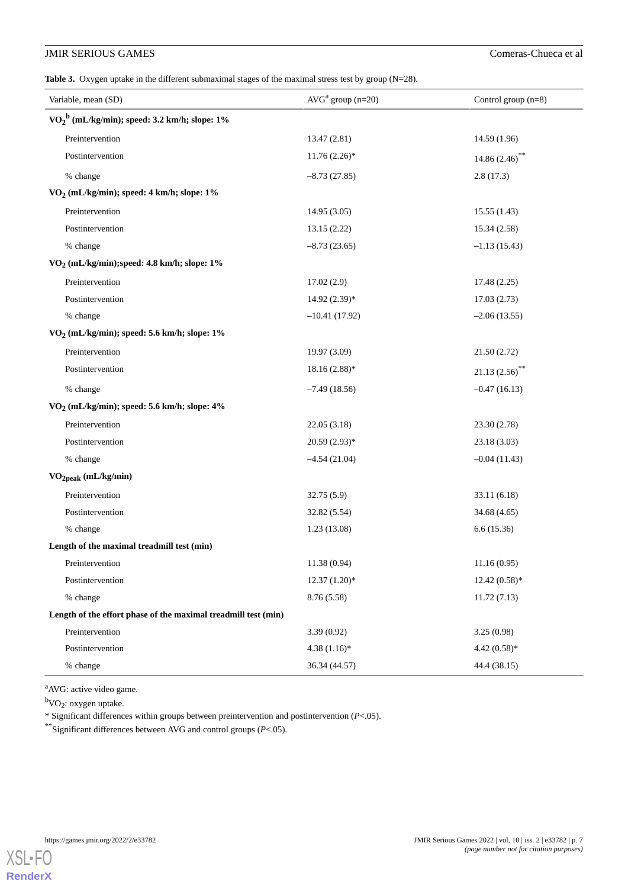**Table 3.** Oxygen uptake in the different submaximal stages of the maximal stress test by group (N=28).

| Variable, mean (SD) | AVG[a] group (n=20) | Control group (n=8) |
| --- | --- | --- |
| **$VO_2$[b] (mL/kg/min); speed: 3.2 km/h; slope: 1%** | | |
| Preintervention | 13.47 (2.81) | 14.59 (1.96) |
| Postintervention | 11.76 (2.26)* | 14.86 (2.46)** |
| % change | –8.73 (27.85) | 2.8 (17.3) |
| **$VO_2$ (mL/kg/min); speed: 4 km/h; slope: 1%** | | |
| Preintervention | 14.95 (3.05) | 15.55 (1.43) |
| Postintervention | 13.15 (2.22) | 15.34 (2.58) |
| % change | –8.73 (23.65) | –1.13 (15.43) |
| **$VO_2$ (mL/kg/min);speed: 4.8 km/h; slope: 1%** | | |
| Preintervention | 17.02 (2.9) | 17.48 (2.25) |
| Postintervention | 14.92 (2.39)* | 17.03 (2.73) |
| % change | –10.41 (17.92) | –2.06 (13.55) |
| **$VO_2$ (mL/kg/min); speed: 5.6 km/h; slope: 1%** | | |
| Preintervention | 19.97 (3.09) | 21.50 (2.72) |
| Postintervention | 18.16 (2.88)* | 21.13 (2.56)** |
| % change | –7.49 (18.56) | –0.47 (16.13) |
| **$VO_2$ (mL/kg/min); speed: 5.6 km/h; slope: 4%** | | |
| Preintervention | 22.05 (3.18) | 23.30 (2.78) |
| Postintervention | 20.59 (2.93)* | 23.18 (3.03) |
| % change | –4.54 (21.04) | –0.04 (11.43) |
| **$VO_{2peak}$ (mL/kg/min)** | | |
| Preintervention | 32.75 (5.9) | 33.11 (6.18) |
| Postintervention | 32.82 (5.54) | 34.68 (4.65) |
| % change | 1.23 (13.08) | 6.6 (15.36) |
| **Length of the maximal treadmill test (min)** | | |
| Preintervention | 11.38 (0.94) | 11.16 (0.95) |
| Postintervention | 12.37 (1.20)* | 12.42 (0.58)* |
| % change | 8.76 (5.58) | 11.72 (7.13) |
| **Length of the effort phase of the maximal treadmill test (min)** | | |
| Preintervention | 3.39 (0.92) | 3.25 (0.98) |
| Postintervention | 4.38 (1.16)* | 4.42 (0.58)* |
| % change | 36.34 (44.57) | 44.4 (38.15) |

[a]AVG: active video game.

[b]$VO_2$: oxygen uptake.

* Significant differences within groups between preintervention and postintervention ($P<.05$).

**Significant differences between AVG and control groups ($P<.05$).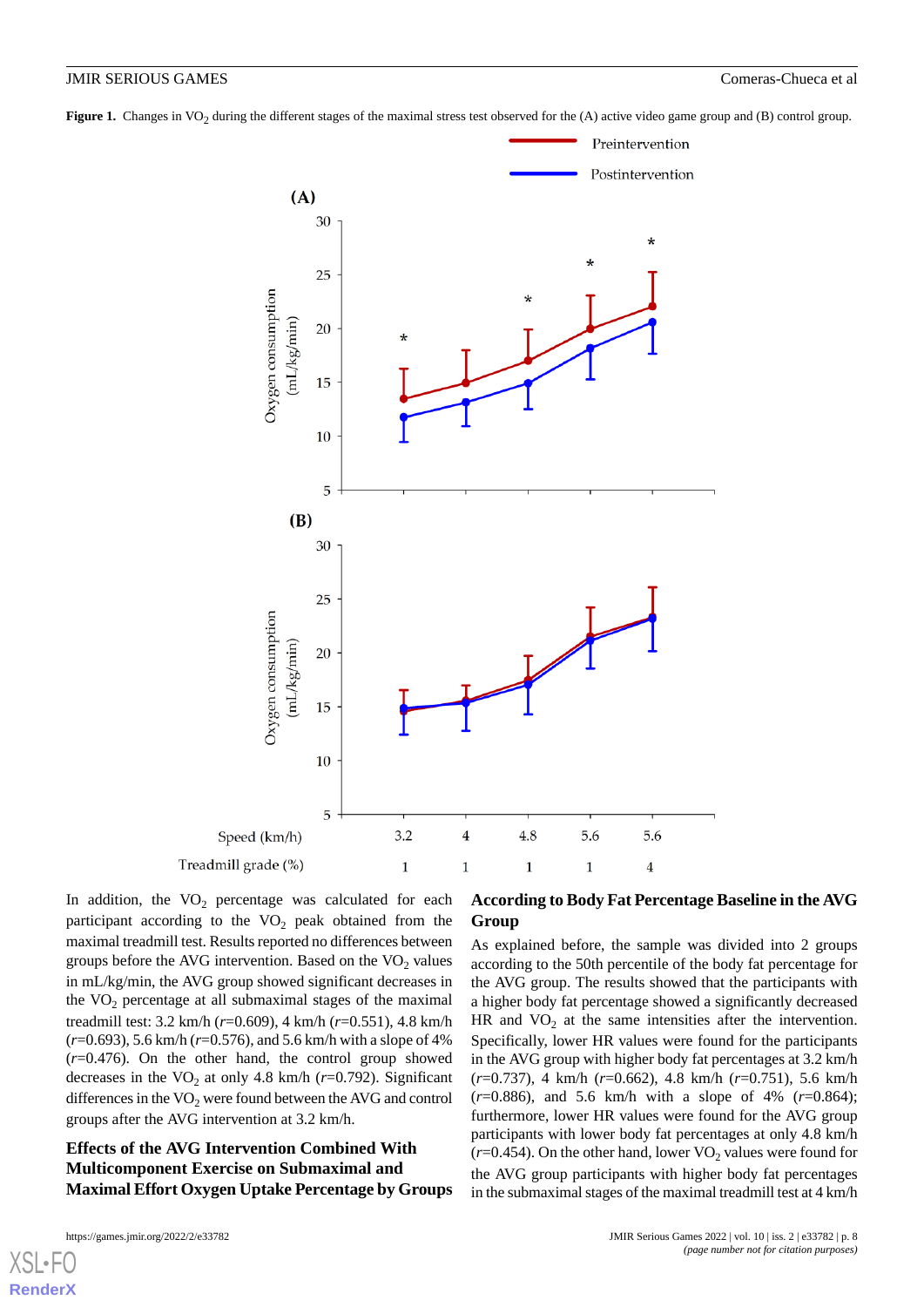**Figure 1.** Changes in $VO_2$ during the different stages of the maximal stress test observed for the (A) active video game group and (B) control group.

In addition, the $VO_2$ percentage was calculated for each participant according to the $VO_2$ peak obtained from the maximal treadmill test. Results reported no differences between groups before the AVG intervention. Based on the $VO_2$ values in mL/kg/min, the AVG group showed significant decreases in the $VO_2$ percentage at all submaximal stages of the maximal treadmill test: 3.2 km/h ($r$=0.609), 4 km/h ($r$=0.551), 4.8 km/h ($r$=0.693), 5.6 km/h ($r$=0.576), and 5.6 km/h with a slope of 4% ($r$=0.476). On the other hand, the control group showed decreases in the $VO_2$ at only 4.8 km/h ($r$=0.792). Significant differences in the $VO_2$ were found between the AVG and control groups after the AVG intervention at 3.2 km/h.

### Effects of the AVG Intervention Combined With Multicomponent Exercise on Submaximal and Maximal Effort Oxygen Uptake Percentage by Groups

#### According to Body Fat Percentage Baseline in the AVG Group

As explained before, the sample was divided into 2 groups according to the 50th percentile of the body fat percentage for the AVG group. The results showed that the participants with a higher body fat percentage showed a significantly decreased HR and $VO_2$ at the same intensities after the intervention. Specifically, lower HR values were found for the participants in the AVG group with higher body fat percentages at 3.2 km/h ($r$=0.737), 4 km/h ($r$=0.662), 4.8 km/h ($r$=0.751), 5.6 km/h ($r$=0.886), and 5.6 km/h with a slope of 4% ($r$=0.864); furthermore, lower HR values were found for the AVG group participants with lower body fat percentages at only 4.8 km/h ($r$=0.454). On the other hand, lower $VO_2$ values were found for the AVG group participants with higher body fat percentages in the submaximal stages of the maximal treadmill test at 4 km/h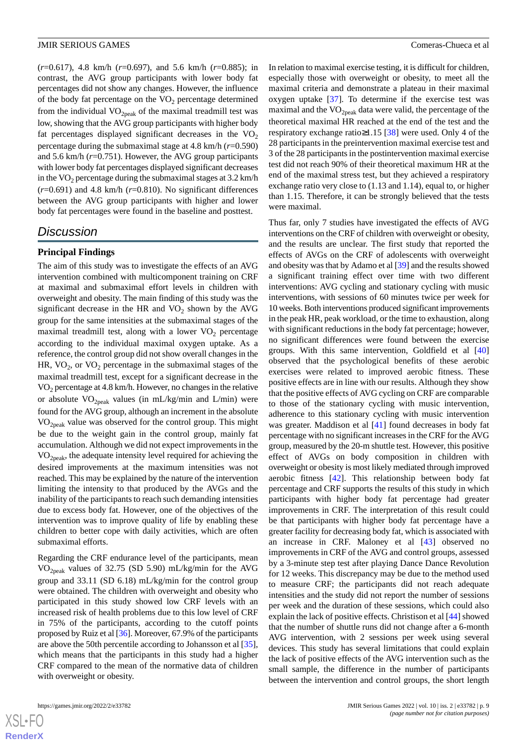($r$=0.617), 4.8 km/h ($r$=0.697), and 5.6 km/h ($r$=0.885); in contrast, the AVG group participants with lower body fat percentages did not show any changes. However, the influence of the body fat percentage on the $VO_2$ percentage determined from the individual $VO_{2peak}$ of the maximal treadmill test was low, showing that the AVG group participants with higher body fat percentages displayed significant decreases in the $VO_2$ percentage during the submaximal stage at 4.8 km/h ($r$=0.590) and 5.6 km/h ($r$=0.751). However, the AVG group participants with lower body fat percentages displayed significant decreases in the $VO_2$ percentage during the submaximal stages at 3.2 km/h ($r$=0.691) and 4.8 km/h ($r$=0.810). No significant differences between the AVG group participants with higher and lower body fat percentages were found in the baseline and posttest.

## Discussion

### Principal Findings

The aim of this study was to investigate the effects of an AVG intervention combined with multicomponent training on CRF at maximal and submaximal effort levels in children with overweight and obesity. The main finding of this study was the significant decrease in the HR and $VO_2$ shown by the AVG group for the same intensities at the submaximal stages of the maximal treadmill test, along with a lower $VO_2$ percentage according to the individual maximal oxygen uptake. As a reference, the control group did not show overall changes in the HR, $VO_2$, or $VO_2$ percentage in the submaximal stages of the maximal treadmill test, except for a significant decrease in the $VO_2$ percentage at 4.8 km/h. However, no changes in the relative or absolute $VO_{2peak}$ values (in mL/kg/min and L/min) were found for the AVG group, although an increment in the absolute $VO_{2peak}$ value was observed for the control group. This might be due to the weight gain in the control group, mainly fat accumulation. Although we did not expect improvements in the $VO_{2peak}$, the adequate intensity level required for achieving the desired improvements at the maximum intensities was not reached. This may be explained by the nature of the intervention limiting the intensity to that produced by the AVGs and the inability of the participants to reach such demanding intensities due to excess body fat. However, one of the objectives of the intervention was to improve quality of life by enabling these children to better cope with daily activities, which are often submaximal efforts.

Regarding the CRF endurance level of the participants, mean $VO_{2peak}$ values of 32.75 (SD 5.90) mL/kg/min for the AVG group and 33.11 (SD 6.18) mL/kg/min for the control group were obtained. The children with overweight and obesity who participated in this study showed low CRF levels with an increased risk of health problems due to this low level of CRF in 75% of the participants, according to the cutoff points proposed by Ruiz et al [36]. Moreover, 67.9% of the participants are above the 50th percentile according to Johansson et al [35], which means that the participants in this study had a higher CRF compared to the mean of the normative data of children with overweight or obesity.

In relation to maximal exercise testing, it is difficult for children, especially those with overweight or obesity, to meet all the maximal criteria and demonstrate a plateau in their maximal oxygen uptake [37]. To determine if the exercise test was maximal and the $VO_{2peak}$ data were valid, the percentage of the theoretical maximal HR reached at the end of the test and the respiratory exchange ratio≥1.15 [38] were used. Only 4 of the 28 participants in the preintervention maximal exercise test and 3 of the 28 participants in the postintervention maximal exercise test did not reach 90% of their theoretical maximum HR at the end of the maximal stress test, but they achieved a respiratory exchange ratio very close to (1.13 and 1.14), equal to, or higher than 1.15. Therefore, it can be strongly believed that the tests were maximal.

Thus far, only 7 studies have investigated the effects of AVG interventions on the CRF of children with overweight or obesity, and the results are unclear. The first study that reported the effects of AVGs on the CRF of adolescents with overweight and obesity was that by Adamo et al [39] and the results showed a significant training effect over time with two different interventions: AVG cycling and stationary cycling with music interventions, with sessions of 60 minutes twice per week for 10 weeks. Both interventions produced significant improvements in the peak HR, peak workload, or the time to exhaustion, along with significant reductions in the body fat percentage; however, no significant differences were found between the exercise groups. With this same intervention, Goldfield et al [40] observed that the psychological benefits of these aerobic exercises were related to improved aerobic fitness. These positive effects are in line with our results. Although they show that the positive effects of AVG cycling on CRF are comparable to those of the stationary cycling with music intervention, adherence to this stationary cycling with music intervention was greater. Maddison et al [41] found decreases in body fat percentage with no significant increases in the CRF for the AVG group, measured by the 20-m shuttle test. However, this positive effect of AVGs on body composition in children with overweight or obesity is most likely mediated through improved aerobic fitness [42]. This relationship between body fat percentage and CRF supports the results of this study in which participants with higher body fat percentage had greater improvements in CRF. The interpretation of this result could be that participants with higher body fat percentage have a greater facility for decreasing body fat, which is associated with an increase in CRF. Maloney et al [43] observed no improvements in CRF of the AVG and control groups, assessed by a 3-minute step test after playing Dance Dance Revolution for 12 weeks. This discrepancy may be due to the method used to measure CRF; the participants did not reach adequate intensities and the study did not report the number of sessions per week and the duration of these sessions, which could also explain the lack of positive effects. Christison et al [44] showed that the number of shuttle runs did not change after a 6-month AVG intervention, with 2 sessions per week using several devices. This study has several limitations that could explain the lack of positive effects of the AVG intervention such as the small sample, the difference in the number of participants between the intervention and control groups, the short length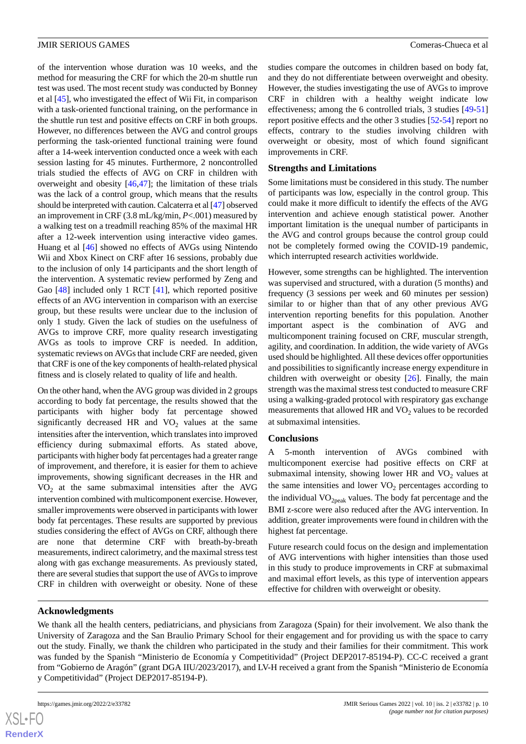of the intervention whose duration was 10 weeks, and the method for measuring the CRF for which the 20-m shuttle run test was used. The most recent study was conducted by Bonney et al [45], who investigated the effect of Wii Fit, in comparison with a task-oriented functional training, on the performance in the shuttle run test and positive effects on CRF in both groups. However, no differences between the AVG and control groups performing the task-oriented functional training were found after a 14-week intervention conducted once a week with each session lasting for 45 minutes. Furthermore, 2 noncontrolled trials studied the effects of AVG on CRF in children with overweight and obesity [46,47]; the limitation of these trials was the lack of a control group, which means that the results should be interpreted with caution. Calcaterra et al [47] observed an improvement in CRF (3.8 mL/kg/min, *P*<.001) measured by a walking test on a treadmill reaching 85% of the maximal HR after a 12-week intervention using interactive video games. Huang et al [46] showed no effects of AVGs using Nintendo Wii and Xbox Kinect on CRF after 16 sessions, probably due to the inclusion of only 14 participants and the short length of the intervention. A systematic review performed by Zeng and Gao [48] included only 1 RCT [41], which reported positive effects of an AVG intervention in comparison with an exercise group, but these results were unclear due to the inclusion of only 1 study. Given the lack of studies on the usefulness of AVGs to improve CRF, more quality research investigating AVGs as tools to improve CRF is needed. In addition, systematic reviews on AVGs that include CRF are needed, given that CRF is one of the key components of health-related physical fitness and is closely related to quality of life and health.

On the other hand, when the AVG group was divided in 2 groups according to body fat percentage, the results showed that the participants with higher body fat percentage showed significantly decreased HR and $VO_2$ values at the same intensities after the intervention, which translates into improved efficiency during submaximal efforts. As stated above, participants with higher body fat percentages had a greater range of improvement, and therefore, it is easier for them to achieve improvements, showing significant decreases in the HR and $VO_2$ at the same submaximal intensities after the AVG intervention combined with multicomponent exercise. However, smaller improvements were observed in participants with lower body fat percentages. These results are supported by previous studies considering the effect of AVGs on CRF, although there are none that determine CRF with breath-by-breath measurements, indirect calorimetry, and the maximal stress test along with gas exchange measurements. As previously stated, there are several studies that support the use of AVGs to improve CRF in children with overweight or obesity. None of these studies compare the outcomes in children based on body fat, and they do not differentiate between overweight and obesity. However, the studies investigating the use of AVGs to improve CRF in children with a healthy weight indicate low effectiveness; among the 6 controlled trials, 3 studies [49-51] report positive effects and the other 3 studies [52-54] report no effects, contrary to the studies involving children with overweight or obesity, most of which found significant improvements in CRF.

### Strengths and Limitations

Some limitations must be considered in this study. The number of participants was low, especially in the control group. This could make it more difficult to identify the effects of the AVG intervention and achieve enough statistical power. Another important limitation is the unequal number of participants in the AVG and control groups because the control group could not be completely formed owing the COVID-19 pandemic, which interrupted research activities worldwide.

However, some strengths can be highlighted. The intervention was supervised and structured, with a duration (5 months) and frequency (3 sessions per week and 60 minutes per session) similar to or higher than that of any other previous AVG intervention reporting benefits for this population. Another important aspect is the combination of AVG and multicomponent training focused on CRF, muscular strength, agility, and coordination. In addition, the wide variety of AVGs used should be highlighted. All these devices offer opportunities and possibilities to significantly increase energy expenditure in children with overweight or obesity [26]. Finally, the main strength was the maximal stress test conducted to measure CRF using a walking-graded protocol with respiratory gas exchange measurements that allowed HR and $VO_2$ values to be recorded at submaximal intensities.

### Conclusions

A 5-month intervention of AVGs combined with multicomponent exercise had positive effects on CRF at submaximal intensity, showing lower HR and $VO_2$ values at the same intensities and lower $VO_2$ percentages according to the individual $VO_{2peak}$ values. The body fat percentage and the BMI z-score were also reduced after the AVG intervention. In addition, greater improvements were found in children with the highest fat percentage.

Future research could focus on the design and implementation of AVG interventions with higher intensities than those used in this study to produce improvements in CRF at submaximal and maximal effort levels, as this type of intervention appears effective for children with overweight or obesity.

## Acknowledgments

We thank all the health centers, pediatricians, and physicians from Zaragoza (Spain) for their involvement. We also thank the University of Zaragoza and the San Braulio Primary School for their engagement and for providing us with the space to carry out the study. Finally, we thank the children who participated in the study and their families for their commitment. This work was funded by the Spanish "Ministerio de Economía y Competitividad" (Project DEP2017-85194-P). CC-C received a grant from "Gobierno de Aragón" (grant DGA IIU/2023/2017), and LV-H received a grant from the Spanish "Ministerio de Economía y Competitividad" (Project DEP2017-85194-P).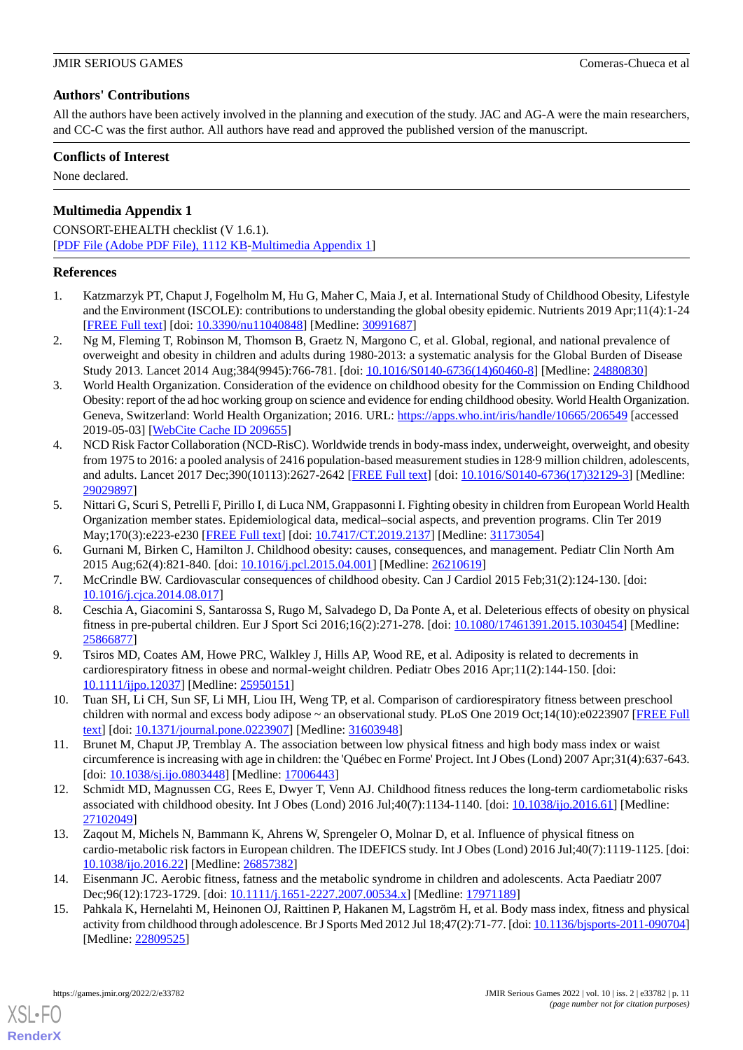## Authors' Contributions

All the authors have been actively involved in the planning and execution of the study. JAC and AG-A were the main researchers, and CC-C was the first author. All authors have read and approved the published version of the manuscript.

## Conflicts of Interest

None declared.

## Multimedia Appendix 1

CONSORT-EHEALTH checklist (V 1.6.1).
[PDF File (Adobe PDF File), 1112 KB-Multimedia Appendix 1]

## References

1. Katzmarzyk PT, Chaput J, Fogelholm M, Hu G, Maher C, Maia J, et al. International Study of Childhood Obesity, Lifestyle and the Environment (ISCOLE): contributions to understanding the global obesity epidemic. Nutrients 2019 Apr;11(4):1-24 [FREE Full text] [doi: 10.3390/nu11040848] [Medline: 30991687]
2. Ng M, Fleming T, Robinson M, Thomson B, Graetz N, Margono C, et al. Global, regional, and national prevalence of overweight and obesity in children and adults during 1980-2013: a systematic analysis for the Global Burden of Disease Study 2013. Lancet 2014 Aug;384(9945):766-781. [doi: 10.1016/S0140-6736(14)60460-8] [Medline: 24880830]
3. World Health Organization. Consideration of the evidence on childhood obesity for the Commission on Ending Childhood Obesity: report of the ad hoc working group on science and evidence for ending childhood obesity. World Health Organization. Geneva, Switzerland: World Health Organization; 2016. URL: https://apps.who.int/iris/handle/10665/206549 [accessed 2019-05-03] [WebCite Cache ID 209655]
4. NCD Risk Factor Collaboration (NCD-RisC). Worldwide trends in body-mass index, underweight, overweight, and obesity from 1975 to 2016: a pooled analysis of 2416 population-based measurement studies in 128·9 million children, adolescents, and adults. Lancet 2017 Dec;390(10113):2627-2642 [FREE Full text] [doi: 10.1016/S0140-6736(17)32129-3] [Medline: 29029897]
5. Nittari G, Scuri S, Petrelli F, Pirillo I, di Luca NM, Grappasonni I. Fighting obesity in children from European World Health Organization member states. Epidemiological data, medical–social aspects, and prevention programs. Clin Ter 2019 May;170(3):e223-e230 [FREE Full text] [doi: 10.7417/CT.2019.2137] [Medline: 31173054]
6. Gurnani M, Birken C, Hamilton J. Childhood obesity: causes, consequences, and management. Pediatr Clin North Am 2015 Aug;62(4):821-840. [doi: 10.1016/j.pcl.2015.04.001] [Medline: 26210619]
7. McCrindle BW. Cardiovascular consequences of childhood obesity. Can J Cardiol 2015 Feb;31(2):124-130. [doi: 10.1016/j.cjca.2014.08.017]
8. Ceschia A, Giacomini S, Santarossa S, Rugo M, Salvadego D, Da Ponte A, et al. Deleterious effects of obesity on physical fitness in pre-pubertal children. Eur J Sport Sci 2016;16(2):271-278. [doi: 10.1080/17461391.2015.1030454] [Medline: 25866877]
9. Tsiros MD, Coates AM, Howe PRC, Walkley J, Hills AP, Wood RE, et al. Adiposity is related to decrements in cardiorespiratory fitness in obese and normal-weight children. Pediatr Obes 2016 Apr;11(2):144-150. [doi: 10.1111/ijpo.12037] [Medline: 25950151]
10. Tuan SH, Li CH, Sun SF, Li MH, Liou IH, Weng TP, et al. Comparison of cardiorespiratory fitness between preschool children with normal and excess body adipose ~ an observational study. PLoS One 2019 Oct;14(10):e0223907 [FREE Full text] [doi: 10.1371/journal.pone.0223907] [Medline: 31603948]
11. Brunet M, Chaput JP, Tremblay A. The association between low physical fitness and high body mass index or waist circumference is increasing with age in children: the 'Québec en Forme' Project. Int J Obes (Lond) 2007 Apr;31(4):637-643. [doi: 10.1038/sj.ijo.0803448] [Medline: 17006443]
12. Schmidt MD, Magnussen CG, Rees E, Dwyer T, Venn AJ. Childhood fitness reduces the long-term cardiometabolic risks associated with childhood obesity. Int J Obes (Lond) 2016 Jul;40(7):1134-1140. [doi: 10.1038/ijo.2016.61] [Medline: 27102049]
13. Zaqout M, Michels N, Bammann K, Ahrens W, Sprengeler O, Molnar D, et al. Influence of physical fitness on cardio-metabolic risk factors in European children. The IDEFICS study. Int J Obes (Lond) 2016 Jul;40(7):1119-1125. [doi: 10.1038/ijo.2016.22] [Medline: 26857382]
14. Eisenmann JC. Aerobic fitness, fatness and the metabolic syndrome in children and adolescents. Acta Paediatr 2007 Dec;96(12):1723-1729. [doi: 10.1111/j.1651-2227.2007.00534.x] [Medline: 17971189]
15. Pahkala K, Hernelahti M, Heinonen OJ, Raittinen P, Hakanen M, Lagström H, et al. Body mass index, fitness and physical activity from childhood through adolescence. Br J Sports Med 2012 Jul 18;47(2):71-77. [doi: 10.1136/bjsports-2011-090704] [Medline: 22809525]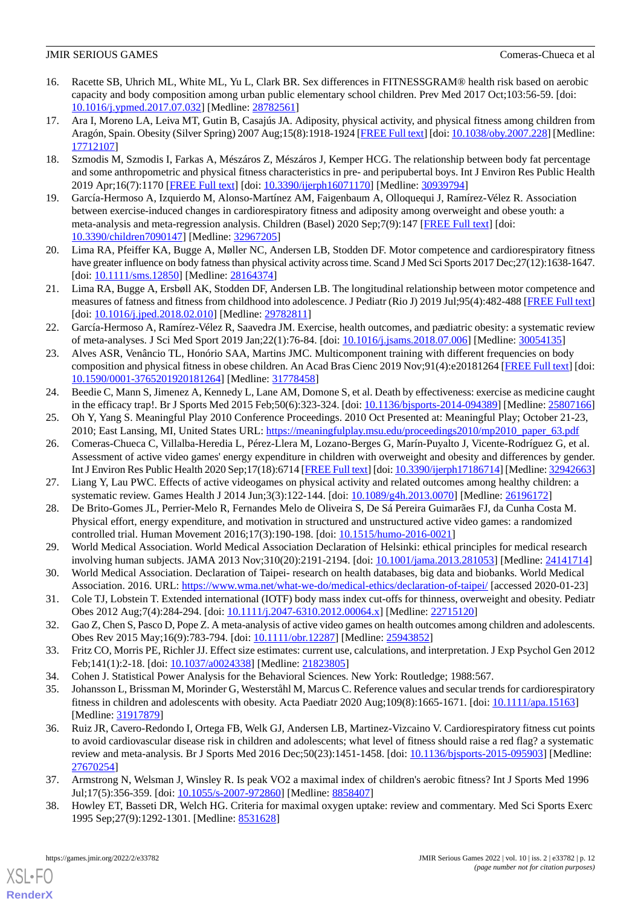16. Racette SB, Uhrich ML, White ML, Yu L, Clark BR. Sex differences in FITNESSGRAM® health risk based on aerobic capacity and body composition among urban public elementary school children. Prev Med 2017 Oct;103:56-59. [doi: 10.1016/j.ypmed.2017.07.032] [Medline: 28782561]
17. Ara I, Moreno LA, Leiva MT, Gutin B, Casajús JA. Adiposity, physical activity, and physical fitness among children from Aragón, Spain. Obesity (Silver Spring) 2007 Aug;15(8):1918-1924 [FREE Full text] [doi: 10.1038/oby.2007.228] [Medline: 17712107]
18. Szmodis M, Szmodis I, Farkas A, Mészáros Z, Mészáros J, Kemper HCG. The relationship between body fat percentage and some anthropometric and physical fitness characteristics in pre- and peripubertal boys. Int J Environ Res Public Health 2019 Apr;16(7):1170 [FREE Full text] [doi: 10.3390/ijerph16071170] [Medline: 30939794]
19. García-Hermoso A, Izquierdo M, Alonso-Martínez AM, Faigenbaum A, Olloquequi J, Ramírez-Vélez R. Association between exercise-induced changes in cardiorespiratory fitness and adiposity among overweight and obese youth: a meta-analysis and meta-regression analysis. Children (Basel) 2020 Sep;7(9):147 [FREE Full text] [doi: 10.3390/children7090147] [Medline: 32967205]
20. Lima RA, Pfeiffer KA, Bugge A, Møller NC, Andersen LB, Stodden DF. Motor competence and cardiorespiratory fitness have greater influence on body fatness than physical activity across time. Scand J Med Sci Sports 2017 Dec;27(12):1638-1647. [doi: 10.1111/sms.12850] [Medline: 28164374]
21. Lima RA, Bugge A, Ersbøll AK, Stodden DF, Andersen LB. The longitudinal relationship between motor competence and measures of fatness and fitness from childhood into adolescence. J Pediatr (Rio J) 2019 Jul;95(4):482-488 [FREE Full text] [doi: 10.1016/j.jped.2018.02.010] [Medline: 29782811]
22. García-Hermoso A, Ramírez-Vélez R, Saavedra JM. Exercise, health outcomes, and pædiatric obesity: a systematic review of meta-analyses. J Sci Med Sport 2019 Jan;22(1):76-84. [doi: 10.1016/j.jsams.2018.07.006] [Medline: 30054135]
23. Alves ASR, Venâncio TL, Honório SAA, Martins JMC. Multicomponent training with different frequencies on body composition and physical fitness in obese children. An Acad Bras Cienc 2019 Nov;91(4):e20181264 [FREE Full text] [doi: 10.1590/0001-3765201920181264] [Medline: 31778458]
24. Beedie C, Mann S, Jimenez A, Kennedy L, Lane AM, Domone S, et al. Death by effectiveness: exercise as medicine caught in the efficacy trap!. Br J Sports Med 2015 Feb;50(6):323-324. [doi: 10.1136/bjsports-2014-094389] [Medline: 25807166]
25. Oh Y, Yang S. Meaningful Play 2010 Conference Proceedings. 2010 Oct Presented at: Meaningful Play; October 21-23, 2010; East Lansing, MI, United States URL: https://meaningfulplay.msu.edu/proceedings2010/mp2010_paper_63.pdf
26. Comeras-Chueca C, Villalba-Heredia L, Pérez-Llera M, Lozano-Berges G, Marín-Puyalto J, Vicente-Rodríguez G, et al. Assessment of active video games' energy expenditure in children with overweight and obesity and differences by gender. Int J Environ Res Public Health 2020 Sep;17(18):6714 [FREE Full text] [doi: 10.3390/ijerph17186714] [Medline: 32942663]
27. Liang Y, Lau PWC. Effects of active videogames on physical activity and related outcomes among healthy children: a systematic review. Games Health J 2014 Jun;3(3):122-144. [doi: 10.1089/g4h.2013.0070] [Medline: 26196172]
28. De Brito-Gomes JL, Perrier-Melo R, Fernandes Melo de Oliveira S, De Sá Pereira Guimarães FJ, da Cunha Costa M. Physical effort, energy expenditure, and motivation in structured and unstructured active video games: a randomized controlled trial. Human Movement 2016;17(3):190-198. [doi: 10.1515/humo-2016-0021]
29. World Medical Association. World Medical Association Declaration of Helsinki: ethical principles for medical research involving human subjects. JAMA 2013 Nov;310(20):2191-2194. [doi: 10.1001/jama.2013.281053] [Medline: 24141714]
30. World Medical Association. Declaration of Taipei- research on health databases, big data and biobanks. World Medical Association. 2016. URL: https://www.wma.net/what-we-do/medical-ethics/declaration-of-taipei/ [accessed 2020-01-23]
31. Cole TJ, Lobstein T. Extended international (IOTF) body mass index cut-offs for thinness, overweight and obesity. Pediatr Obes 2012 Aug;7(4):284-294. [doi: 10.1111/j.2047-6310.2012.00064.x] [Medline: 22715120]
32. Gao Z, Chen S, Pasco D, Pope Z. A meta-analysis of active video games on health outcomes among children and adolescents. Obes Rev 2015 May;16(9):783-794. [doi: 10.1111/obr.12287] [Medline: 25943852]
33. Fritz CO, Morris PE, Richler JJ. Effect size estimates: current use, calculations, and interpretation. J Exp Psychol Gen 2012 Feb;141(1):2-18. [doi: 10.1037/a0024338] [Medline: 21823805]
34. Cohen J. Statistical Power Analysis for the Behavioral Sciences. New York: Routledge; 1988:567.
35. Johansson L, Brissman M, Morinder G, Westerståhl M, Marcus C. Reference values and secular trends for cardiorespiratory fitness in children and adolescents with obesity. Acta Paediatr 2020 Aug;109(8):1665-1671. [doi: 10.1111/apa.15163] [Medline: 31917879]
36. Ruiz JR, Cavero-Redondo I, Ortega FB, Welk GJ, Andersen LB, Martinez-Vizcaino V. Cardiorespiratory fitness cut points to avoid cardiovascular disease risk in children and adolescents; what level of fitness should raise a red flag? a systematic review and meta-analysis. Br J Sports Med 2016 Dec;50(23):1451-1458. [doi: 10.1136/bjsports-2015-095903] [Medline: 27670254]
37. Armstrong N, Welsman J, Winsley R. Is peak VO2 a maximal index of children's aerobic fitness? Int J Sports Med 1996 Jul;17(5):356-359. [doi: 10.1055/s-2007-972860] [Medline: 8858407]
38. Howley ET, Basseti DR, Welch HG. Criteria for maximal oxygen uptake: review and commentary. Med Sci Sports Exerc 1995 Sep;27(9):1292-1301. [Medline: 8531628]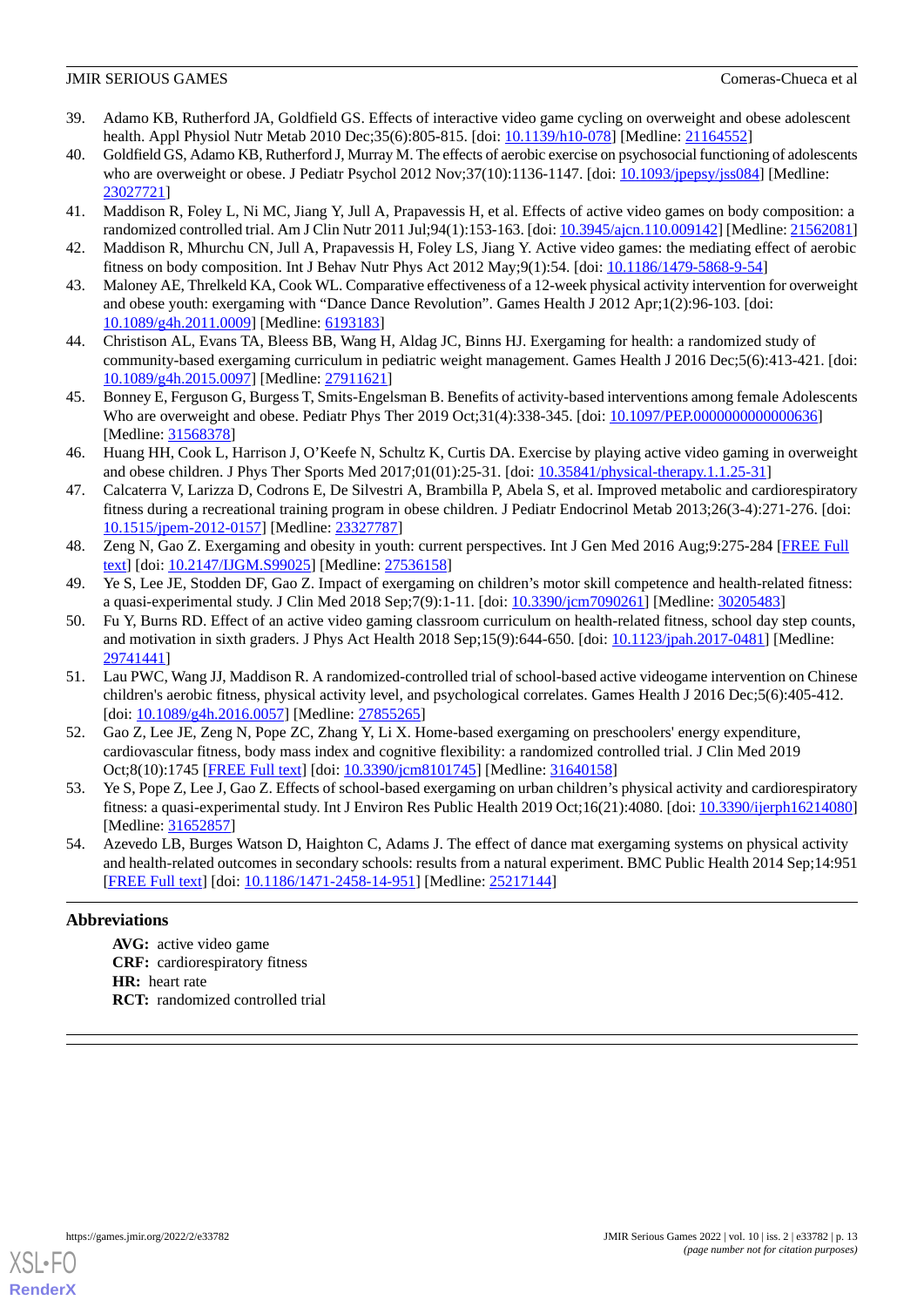39. Adamo KB, Rutherford JA, Goldfield GS. Effects of interactive video game cycling on overweight and obese adolescent health. Appl Physiol Nutr Metab 2010 Dec;35(6):805-815. [doi: 10.1139/h10-078] [Medline: 21164552]
40. Goldfield GS, Adamo KB, Rutherford J, Murray M. The effects of aerobic exercise on psychosocial functioning of adolescents who are overweight or obese. J Pediatr Psychol 2012 Nov;37(10):1136-1147. [doi: 10.1093/jpepsy/jss084] [Medline: 23027721]
41. Maddison R, Foley L, Ni MC, Jiang Y, Jull A, Prapavessis H, et al. Effects of active video games on body composition: a randomized controlled trial. Am J Clin Nutr 2011 Jul;94(1):153-163. [doi: 10.3945/ajcn.110.009142] [Medline: 21562081]
42. Maddison R, Mhurchu CN, Jull A, Prapavessis H, Foley LS, Jiang Y. Active video games: the mediating effect of aerobic fitness on body composition. Int J Behav Nutr Phys Act 2012 May;9(1):54. [doi: 10.1186/1479-5868-9-54]
43. Maloney AE, Threlkeld KA, Cook WL. Comparative effectiveness of a 12-week physical activity intervention for overweight and obese youth: exergaming with "Dance Dance Revolution". Games Health J 2012 Apr;1(2):96-103. [doi: 10.1089/g4h.2011.0009] [Medline: 6193183]
44. Christison AL, Evans TA, Bleess BB, Wang H, Aldag JC, Binns HJ. Exergaming for health: a randomized study of community-based exergaming curriculum in pediatric weight management. Games Health J 2016 Dec;5(6):413-421. [doi: 10.1089/g4h.2015.0097] [Medline: 27911621]
45. Bonney E, Ferguson G, Burgess T, Smits-Engelsman B. Benefits of activity-based interventions among female Adolescents Who are overweight and obese. Pediatr Phys Ther 2019 Oct;31(4):338-345. [doi: 10.1097/PEP.0000000000000636] [Medline: 31568378]
46. Huang HH, Cook L, Harrison J, O'Keefe N, Schultz K, Curtis DA. Exercise by playing active video gaming in overweight and obese children. J Phys Ther Sports Med 2017;01(01):25-31. [doi: 10.35841/physical-therapy.1.1.25-31]
47. Calcaterra V, Larizza D, Codrons E, De Silvestri A, Brambilla P, Abela S, et al. Improved metabolic and cardiorespiratory fitness during a recreational training program in obese children. J Pediatr Endocrinol Metab 2013;26(3-4):271-276. [doi: 10.1515/jpem-2012-0157] [Medline: 23327787]
48. Zeng N, Gao Z. Exergaming and obesity in youth: current perspectives. Int J Gen Med 2016 Aug;9:275-284 [FREE Full text] [doi: 10.2147/IJGM.S99025] [Medline: 27536158]
49. Ye S, Lee JE, Stodden DF, Gao Z. Impact of exergaming on children's motor skill competence and health-related fitness: a quasi-experimental study. J Clin Med 2018 Sep;7(9):1-11. [doi: 10.3390/jcm7090261] [Medline: 30205483]
50. Fu Y, Burns RD. Effect of an active video gaming classroom curriculum on health-related fitness, school day step counts, and motivation in sixth graders. J Phys Act Health 2018 Sep;15(9):644-650. [doi: 10.1123/jpah.2017-0481] [Medline: 29741441]
51. Lau PWC, Wang JJ, Maddison R. A randomized-controlled trial of school-based active videogame intervention on Chinese children's aerobic fitness, physical activity level, and psychological correlates. Games Health J 2016 Dec;5(6):405-412. [doi: 10.1089/g4h.2016.0057] [Medline: 27855265]
52. Gao Z, Lee JE, Zeng N, Pope ZC, Zhang Y, Li X. Home-based exergaming on preschoolers' energy expenditure, cardiovascular fitness, body mass index and cognitive flexibility: a randomized controlled trial. J Clin Med 2019 Oct;8(10):1745 [FREE Full text] [doi: 10.3390/jcm8101745] [Medline: 31640158]
53. Ye S, Pope Z, Lee J, Gao Z. Effects of school-based exergaming on urban children's physical activity and cardiorespiratory fitness: a quasi-experimental study. Int J Environ Res Public Health 2019 Oct;16(21):4080. [doi: 10.3390/ijerph16214080] [Medline: 31652857]
54. Azevedo LB, Burges Watson D, Haighton C, Adams J. The effect of dance mat exergaming systems on physical activity and health-related outcomes in secondary schools: results from a natural experiment. BMC Public Health 2014 Sep;14:951 [FREE Full text] [doi: 10.1186/1471-2458-14-951] [Medline: 25217144]

## Abbreviations

**AVG:** active video game
**CRF:** cardiorespiratory fitness
**HR:** heart rate
**RCT:** randomized controlled trial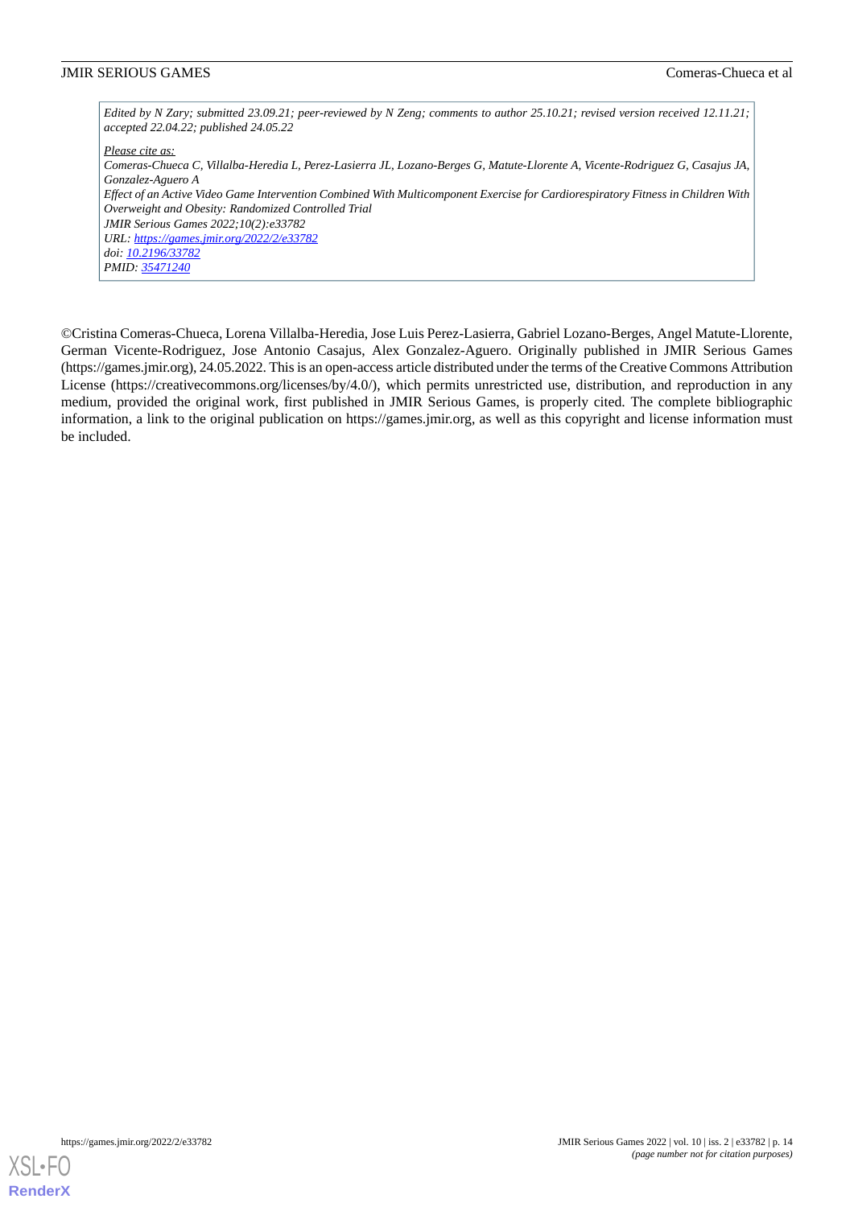*Edited by N Zary; submitted 23.09.21; peer-reviewed by N Zeng; comments to author 25.10.21; revised version received 12.11.21; accepted 22.04.22; published 24.05.22*

*Please cite as:*
*Comeras-Chueca C, Villalba-Heredia L, Perez-Lasierra JL, Lozano-Berges G, Matute-Llorente A, Vicente-Rodriguez G, Casajus JA, Gonzalez-Aguero A*
*Effect of an Active Video Game Intervention Combined With Multicomponent Exercise for Cardiorespiratory Fitness in Children With Overweight and Obesity: Randomized Controlled Trial*
*JMIR Serious Games 2022;10(2):e33782*
*URL: https://games.jmir.org/2022/2/e33782*
*doi: 10.2196/33782*
*PMID: 35471240*

©Cristina Comeras-Chueca, Lorena Villalba-Heredia, Jose Luis Perez-Lasierra, Gabriel Lozano-Berges, Angel Matute-Llorente, German Vicente-Rodriguez, Jose Antonio Casajus, Alex Gonzalez-Aguero. Originally published in JMIR Serious Games (https://games.jmir.org), 24.05.2022. This is an open-access article distributed under the terms of the Creative Commons Attribution License (https://creativecommons.org/licenses/by/4.0/), which permits unrestricted use, distribution, and reproduction in any medium, provided the original work, first published in JMIR Serious Games, is properly cited. The complete bibliographic information, a link to the original publication on https://games.jmir.org, as well as this copyright and license information must be included.